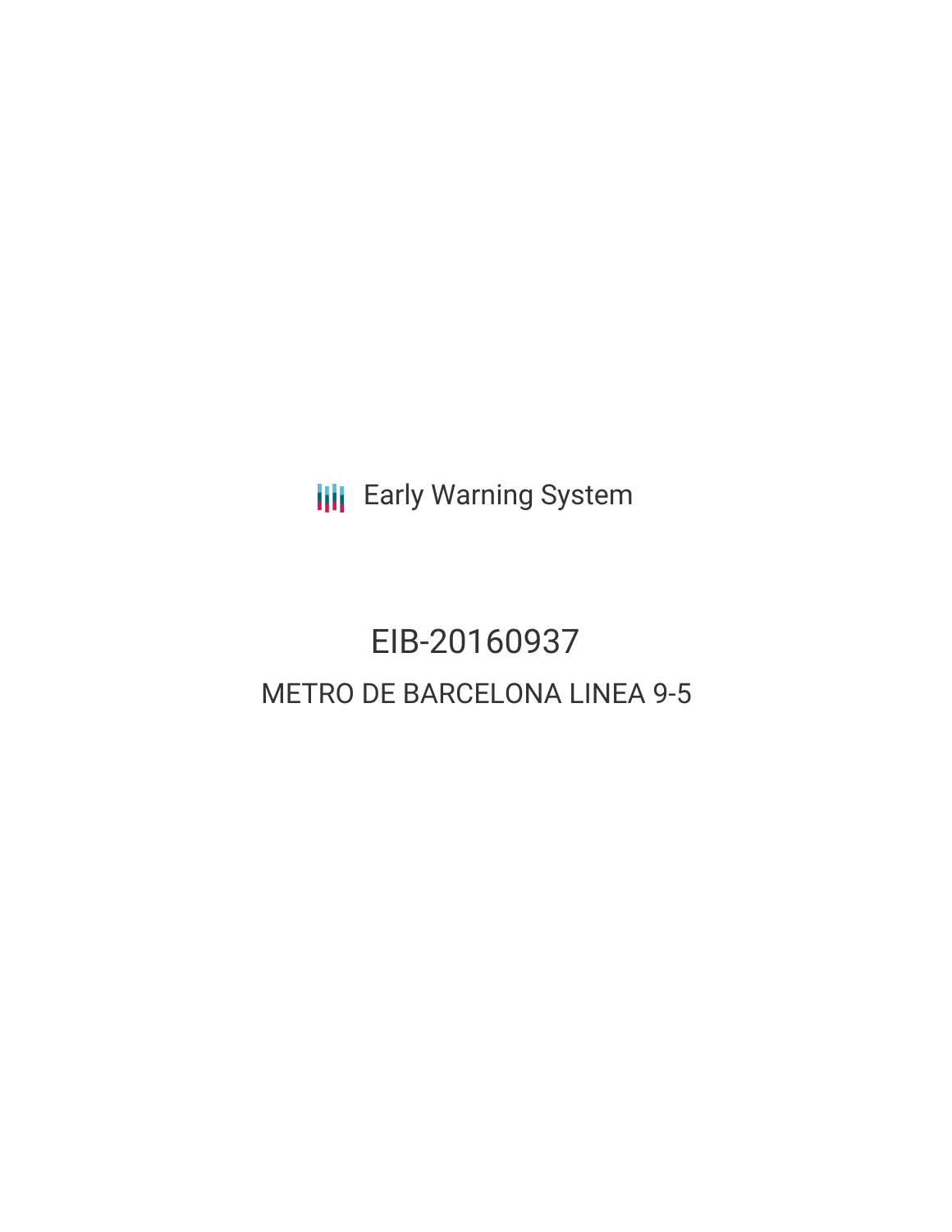Early Warning System

# EIB-20160937

## METRO DE BARCELONA LINEA 9-5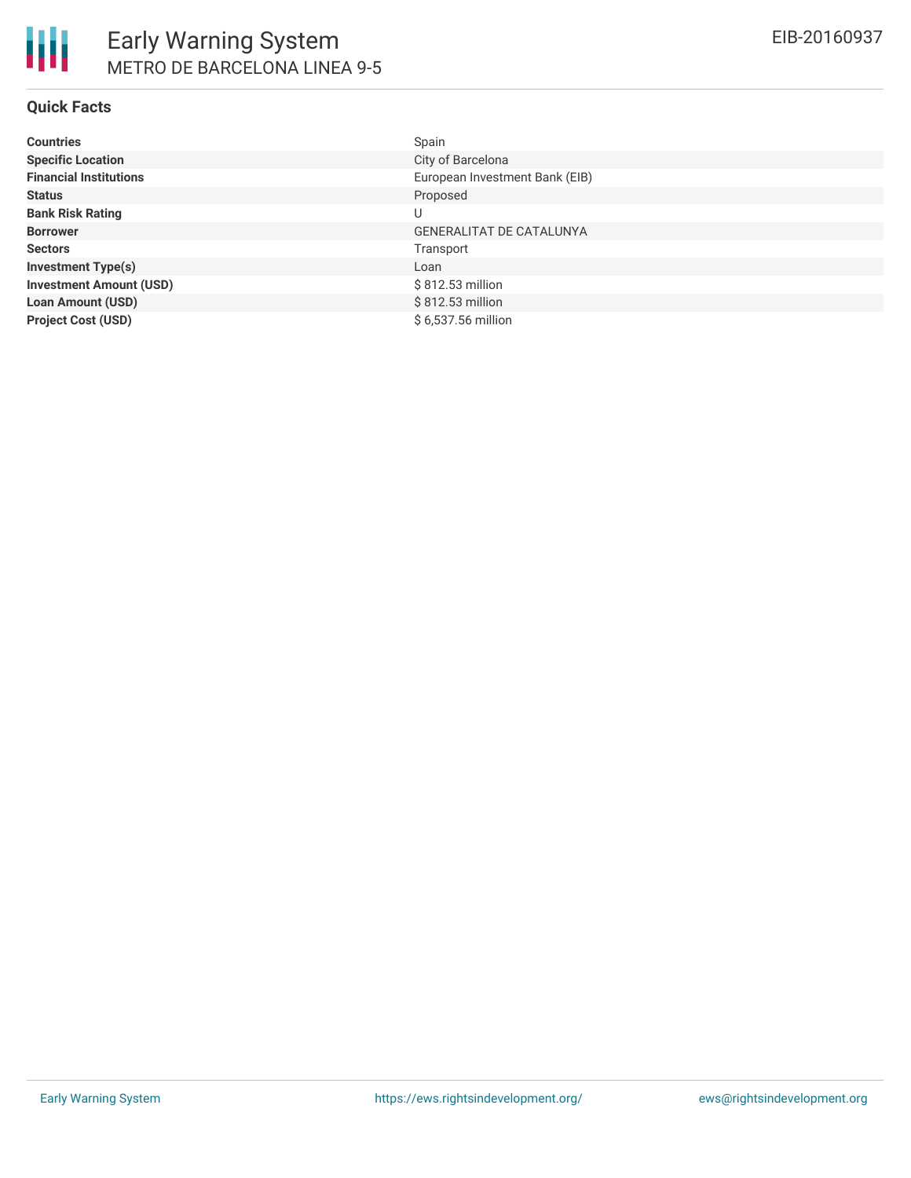# Early Warning System

## METRO DE BARCELONA LINEA 9-5

EIB-20160937

### Quick Facts

| | |
|---|---|
| **Countries** | Spain |
| **Specific Location** | City of Barcelona |
| **Financial Institutions** | European Investment Bank (EIB) |
| **Status** | Proposed |
| **Bank Risk Rating** | U |
| **Borrower** | GENERALITAT DE CATALUNYA |
| **Sectors** | Transport |
| **Investment Type(s)** | Loan |
| **Investment Amount (USD)** | $ 812.53 million |
| **Loan Amount (USD)** | $ 812.53 million |
| **Project Cost (USD)** | $ 6,537.56 million |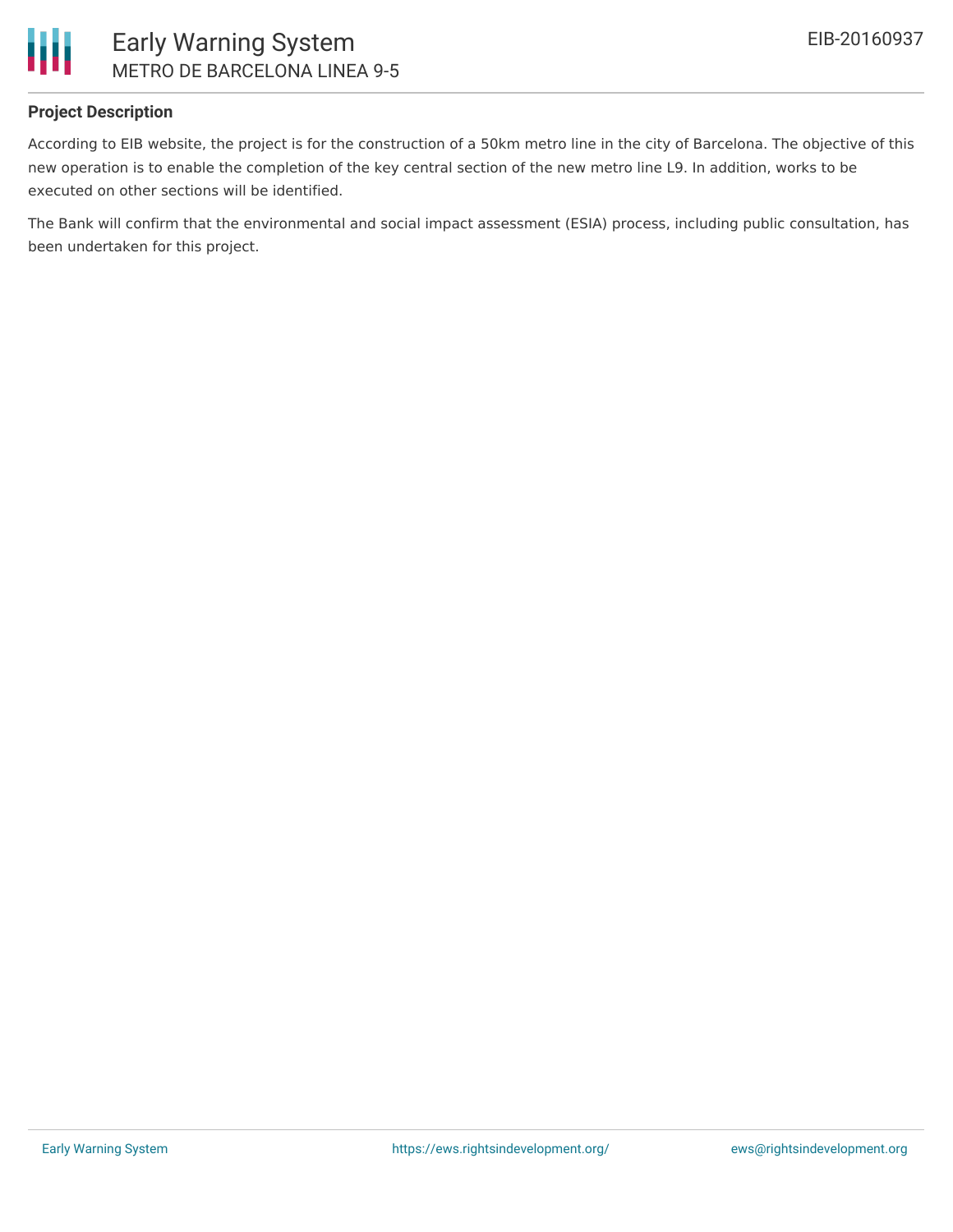## Project Description

According to EIB website, the project is for the construction of a 50km metro line in the city of Barcelona. The objective of this new operation is to enable the completion of the key central section of the new metro line L9. In addition, works to be executed on other sections will be identified.

The Bank will confirm that the environmental and social impact assessment (ESIA) process, including public consultation, has been undertaken for this project.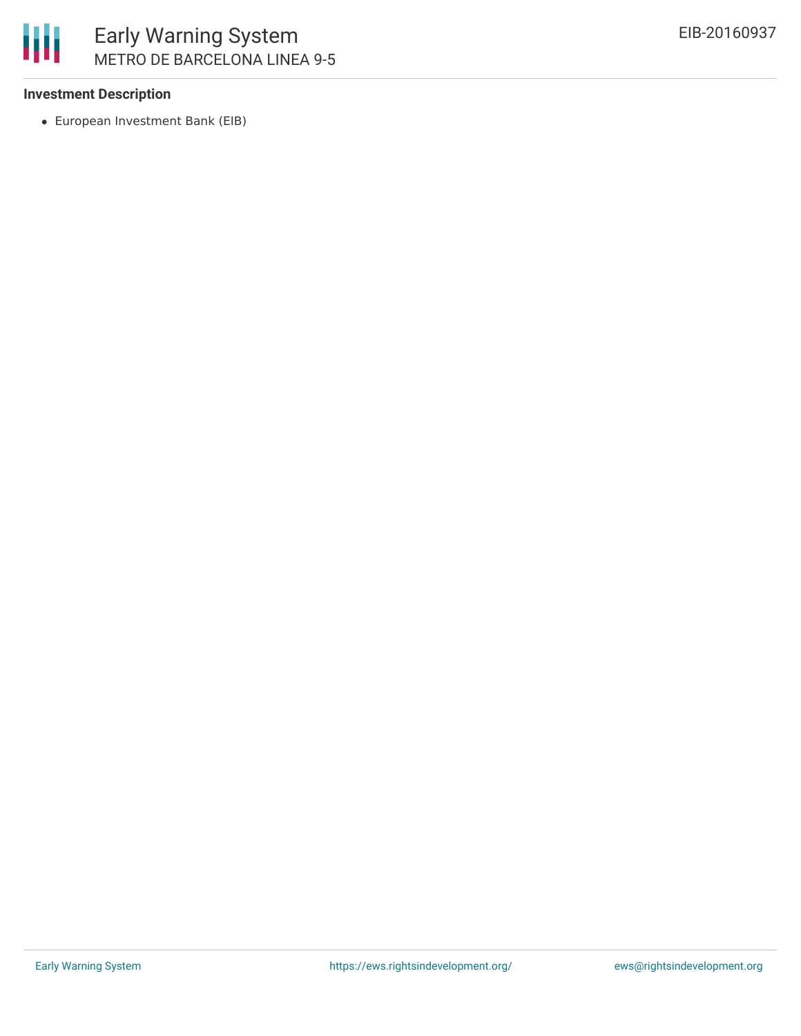**Investment Description**

- European Investment Bank (EIB)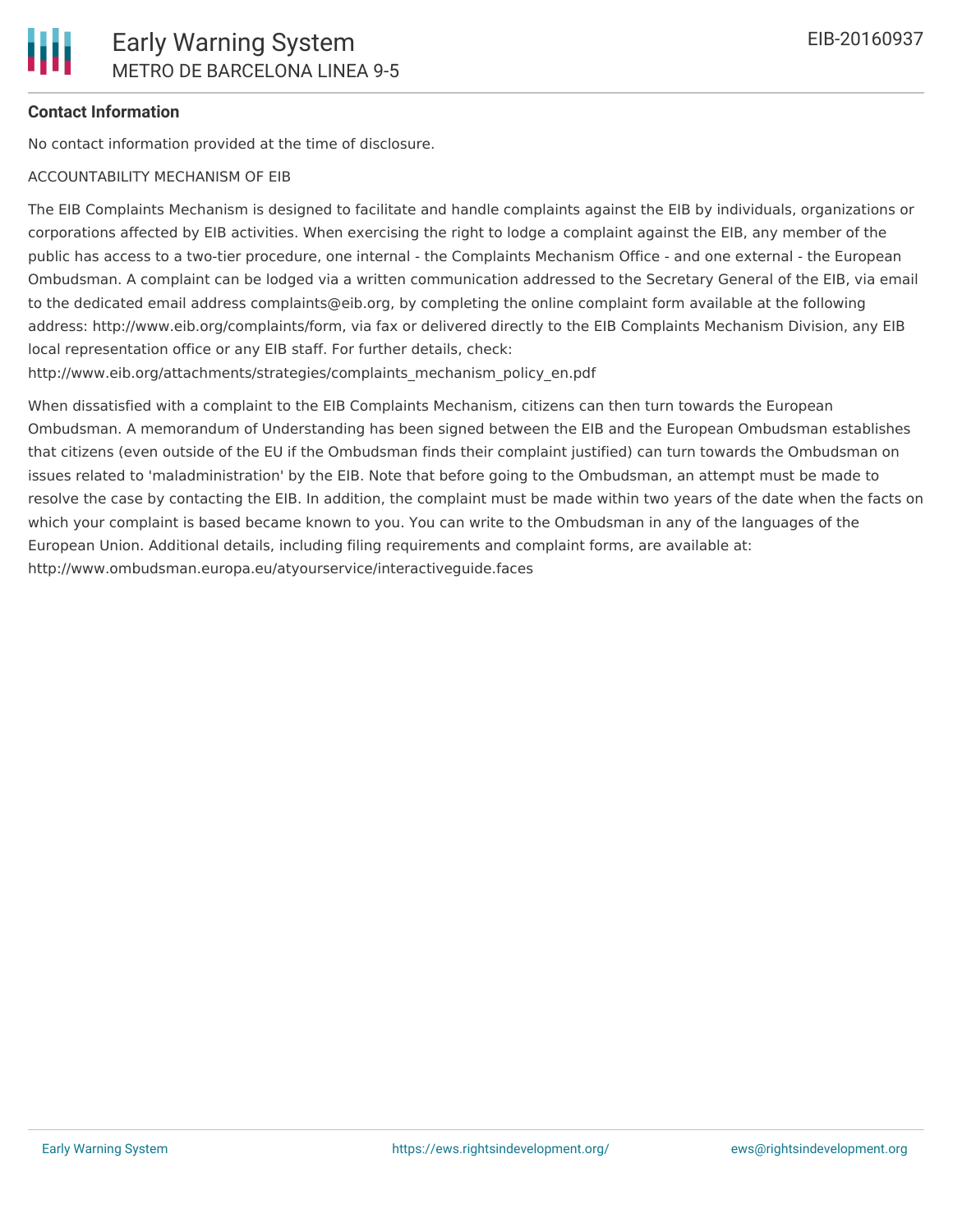**Contact Information**

No contact information provided at the time of disclosure.

ACCOUNTABILITY MECHANISM OF EIB

The EIB Complaints Mechanism is designed to facilitate and handle complaints against the EIB by individuals, organizations or corporations affected by EIB activities. When exercising the right to lodge a complaint against the EIB, any member of the public has access to a two-tier procedure, one internal - the Complaints Mechanism Office - and one external - the European Ombudsman. A complaint can be lodged via a written communication addressed to the Secretary General of the EIB, via email to the dedicated email address complaints@eib.org, by completing the online complaint form available at the following address: http://www.eib.org/complaints/form, via fax or delivered directly to the EIB Complaints Mechanism Division, any EIB local representation office or any EIB staff. For further details, check: http://www.eib.org/attachments/strategies/complaints_mechanism_policy_en.pdf

When dissatisfied with a complaint to the EIB Complaints Mechanism, citizens can then turn towards the European Ombudsman. A memorandum of Understanding has been signed between the EIB and the European Ombudsman establishes that citizens (even outside of the EU if the Ombudsman finds their complaint justified) can turn towards the Ombudsman on issues related to 'maladministration' by the EIB. Note that before going to the Ombudsman, an attempt must be made to resolve the case by contacting the EIB. In addition, the complaint must be made within two years of the date when the facts on which your complaint is based became known to you. You can write to the Ombudsman in any of the languages of the European Union. Additional details, including filing requirements and complaint forms, are available at: http://www.ombudsman.europa.eu/atyourservice/interactiveguide.faces